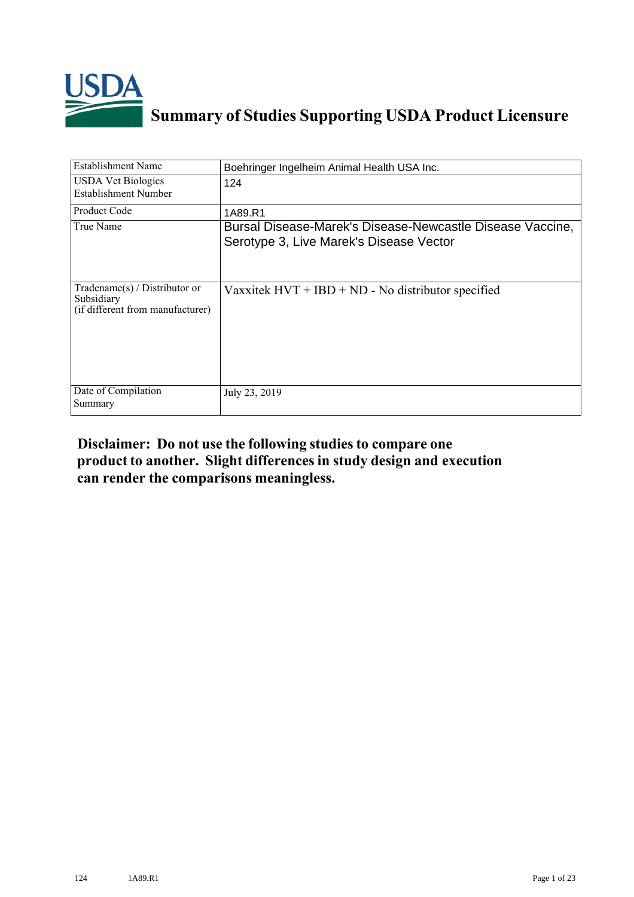# Summary of Studies Supporting USDA Product Licensure

| | |
|---|---|
| Establishment Name | Boehringer Ingelheim Animal Health USA Inc. |
| USDA Vet Biologics Establishment Number | 124 |
| Product Code | 1A89.R1 |
| True Name | Bursal Disease-Marek's Disease-Newcastle Disease Vaccine, Serotype 3, Live Marek's Disease Vector |
| Tradename(s) / Distributor or Subsidiary (if different from manufacturer) | Vaxxitek HVT + IBD + ND - No distributor specified |
| Date of Compilation Summary | July 23, 2019 |

**Disclaimer: Do not use the following studies to compare one product to another. Slight differences in study design and execution can render the comparisons meaningless.**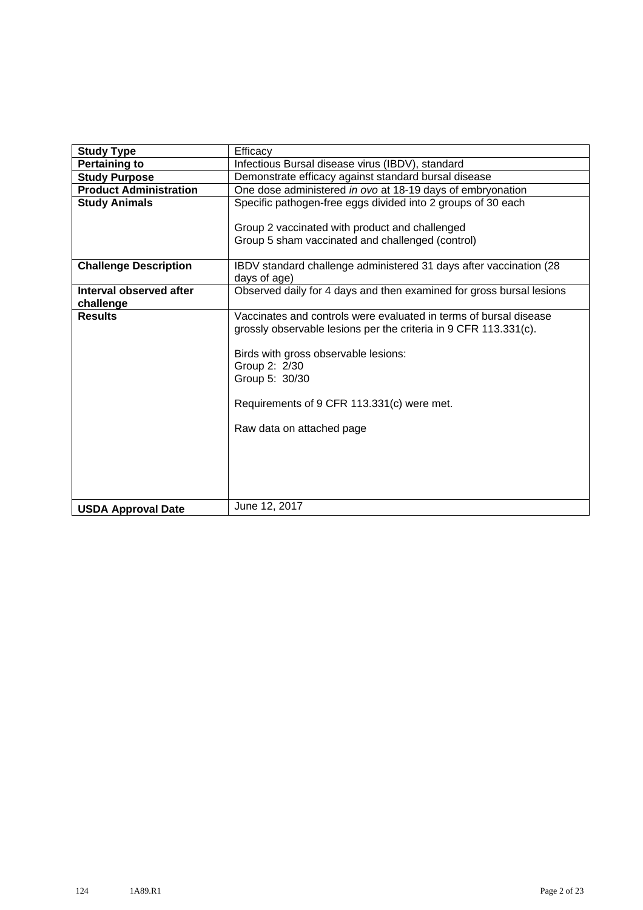| Study Type | Efficacy |
|---|---|
| **Pertaining to** | Infectious Bursal disease virus (IBDV), standard |
| **Study Purpose** | Demonstrate efficacy against standard bursal disease |
| **Product Administration** | One dose administered *in ovo* at 18-19 days of embryonation |
| **Study Animals** | Specific pathogen-free eggs divided into 2 groups of 30 each<br><br>Group 2 vaccinated with product and challenged<br>Group 5 sham vaccinated and challenged (control) |
| **Challenge Description** | IBDV standard challenge administered 31 days after vaccination (28 days of age) |
| **Interval observed after challenge** | Observed daily for 4 days and then examined for gross bursal lesions |
| **Results** | Vaccinates and controls were evaluated in terms of bursal disease grossly observable lesions per the criteria in 9 CFR 113.331(c).<br><br>Birds with gross observable lesions:<br>Group 2: 2/30<br>Group 5: 30/30<br><br>Requirements of 9 CFR 113.331(c) were met.<br><br>Raw data on attached page |
| **USDA Approval Date** | June 12, 2017 |

124 1A89.R1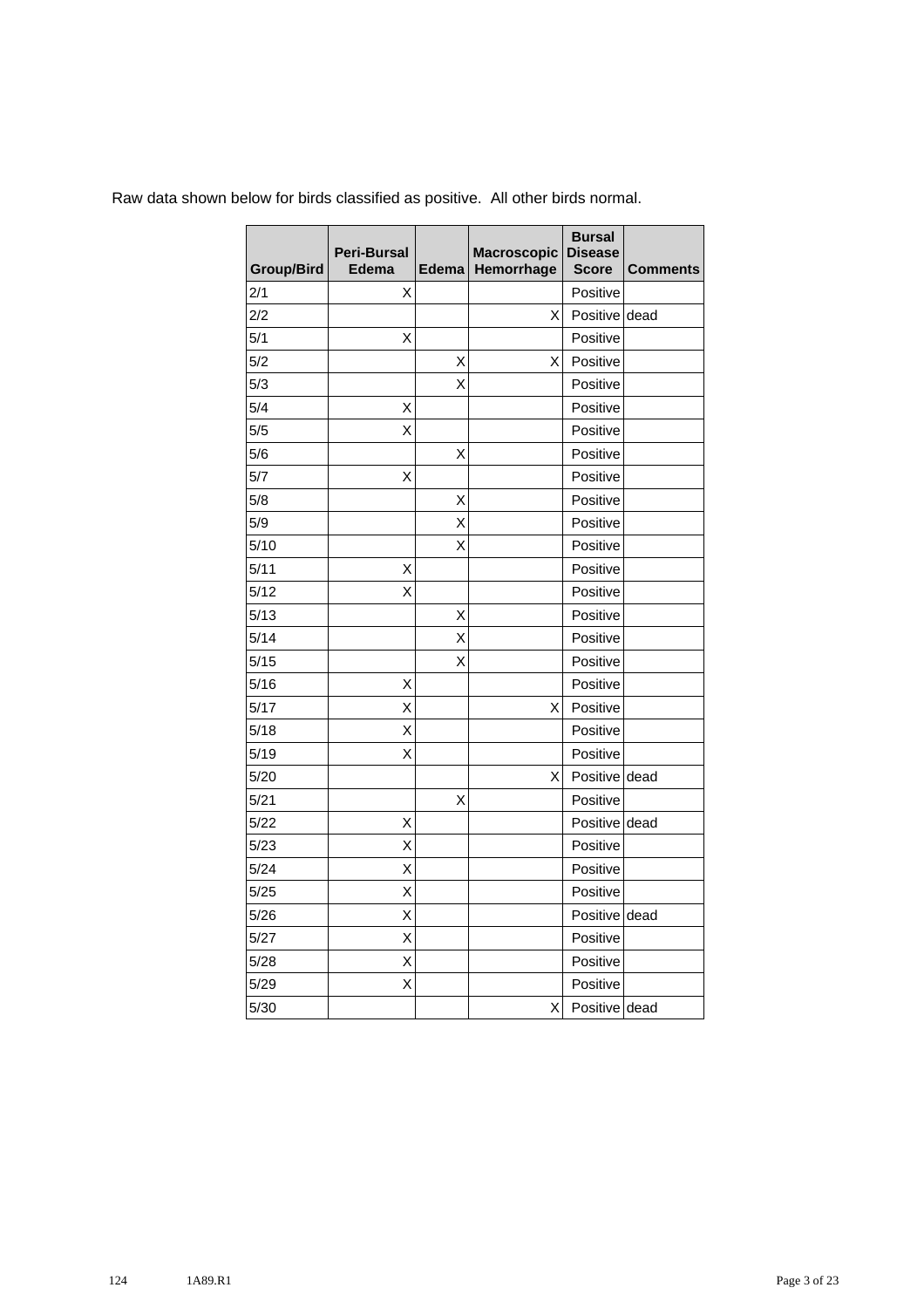Raw data shown below for birds classified as positive. All other birds normal.

| Group/Bird | Peri-Bursal Edema | Edema | Macroscopic Hemorrhage | Bursal Disease Score | Comments |
|---|---|---|---|---|---|
| 2/1 | X | | | Positive | |
| 2/2 | | | X | Positive | dead |
| 5/1 | X | | | Positive | |
| 5/2 | | X | X | Positive | |
| 5/3 | | X | | Positive | |
| 5/4 | X | | | Positive | |
| 5/5 | X | | | Positive | |
| 5/6 | | X | | Positive | |
| 5/7 | X | | | Positive | |
| 5/8 | | X | | Positive | |
| 5/9 | | X | | Positive | |
| 5/10 | | X | | Positive | |
| 5/11 | X | | | Positive | |
| 5/12 | X | | | Positive | |
| 5/13 | | X | | Positive | |
| 5/14 | | X | | Positive | |
| 5/15 | | X | | Positive | |
| 5/16 | X | | | Positive | |
| 5/17 | X | | X | Positive | |
| 5/18 | X | | | Positive | |
| 5/19 | X | | | Positive | |
| 5/20 | | | X | Positive | dead |
| 5/21 | | X | | Positive | |
| 5/22 | X | | | Positive | dead |
| 5/23 | X | | | Positive | |
| 5/24 | X | | | Positive | |
| 5/25 | X | | | Positive | |
| 5/26 | X | | | Positive | dead |
| 5/27 | X | | | Positive | |
| 5/28 | X | | | Positive | |
| 5/29 | X | | | Positive | |
| 5/30 | | | X | Positive | dead |

124 1A89.R1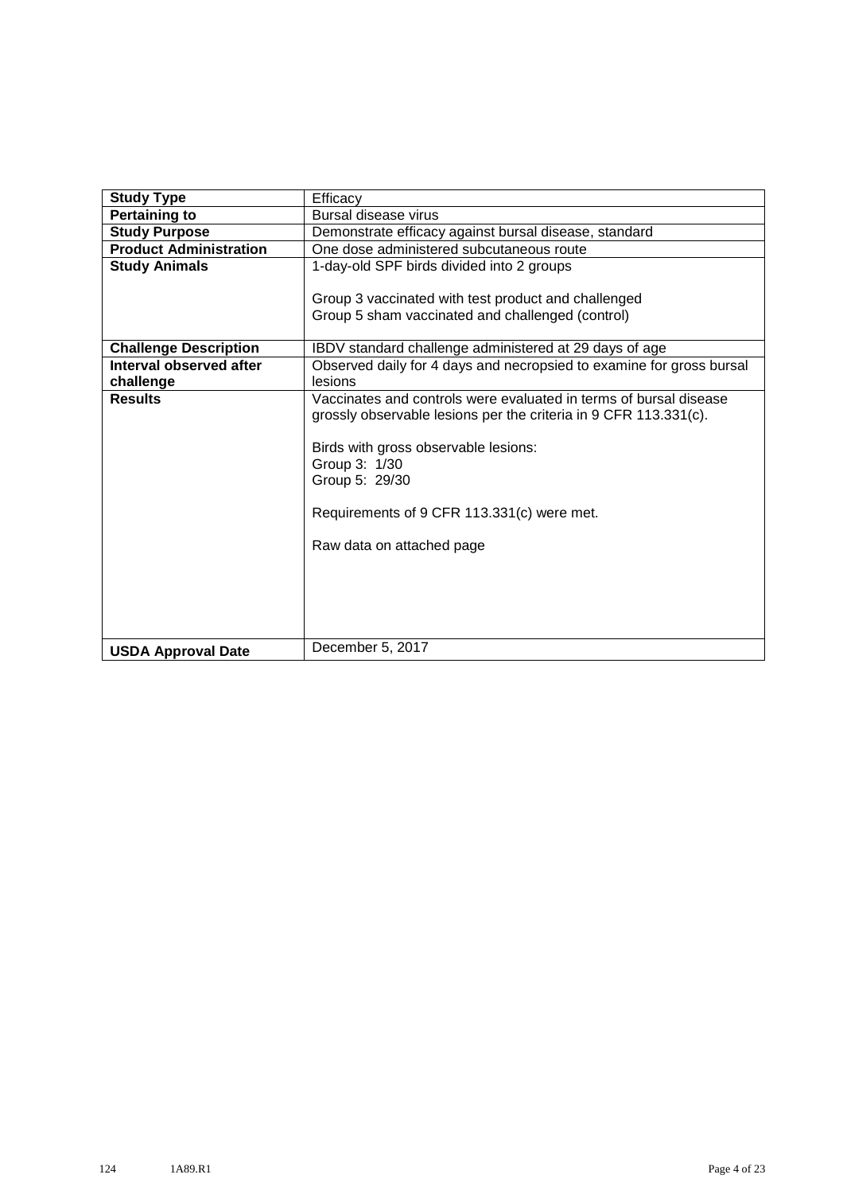| Study Type | Efficacy |
|---|---|
| Pertaining to | Bursal disease virus |
| Study Purpose | Demonstrate efficacy against bursal disease, standard |
| Product Administration | One dose administered subcutaneous route |
| Study Animals | 1-day-old SPF birds divided into 2 groups<br><br>Group 3 vaccinated with test product and challenged<br>Group 5 sham vaccinated and challenged (control) |
| Challenge Description | IBDV standard challenge administered at 29 days of age |
| Interval observed after challenge | Observed daily for 4 days and necropsied to examine for gross bursal lesions |
| Results | Vaccinates and controls were evaluated in terms of bursal disease grossly observable lesions per the criteria in 9 CFR 113.331(c).<br><br>Birds with gross observable lesions:<br>Group 3: 1/30<br>Group 5: 29/30<br><br>Requirements of 9 CFR 113.331(c) were met.<br><br>Raw data on attached page |
| USDA Approval Date | December 5, 2017 |

124 1A89.R1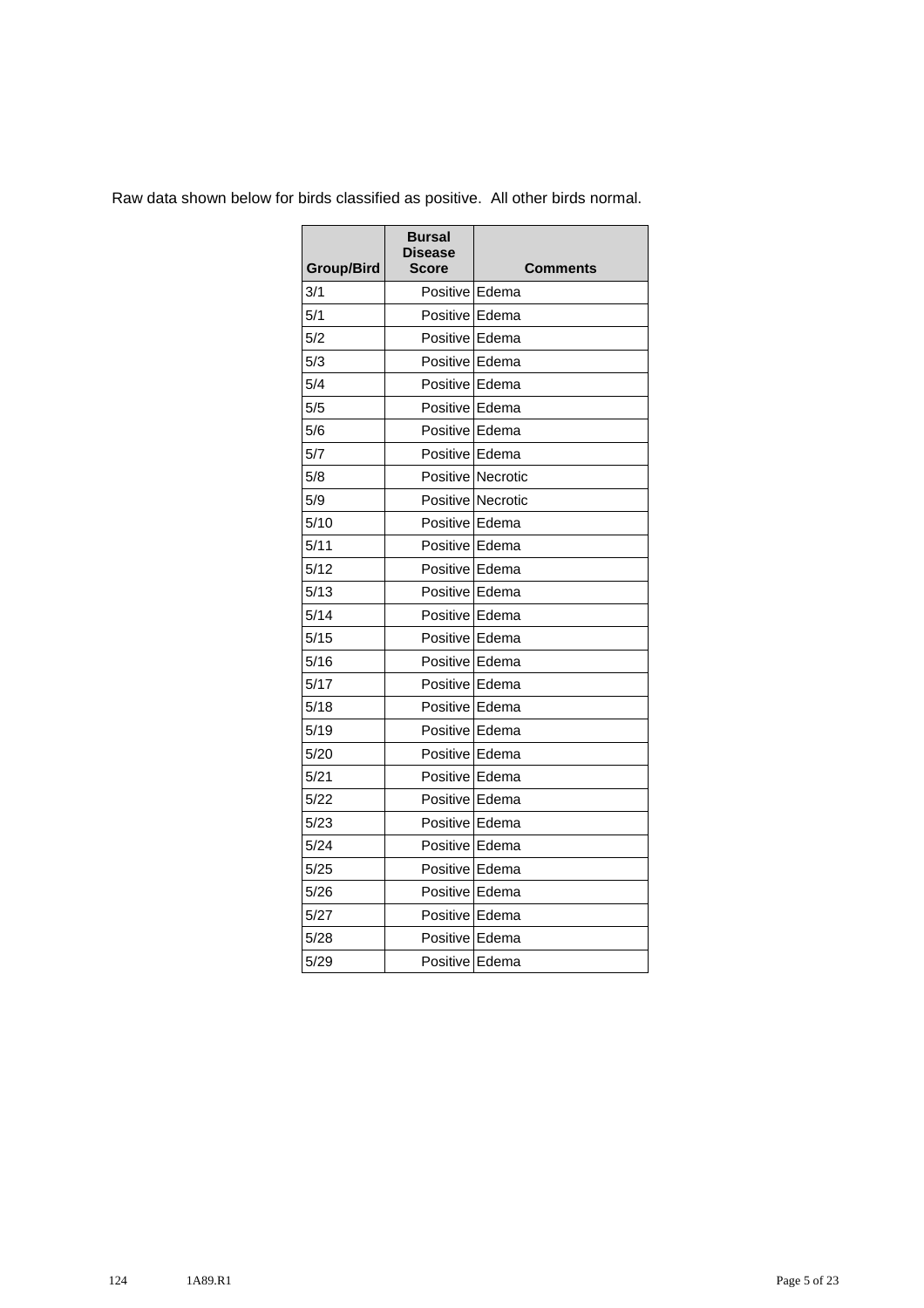Raw data shown below for birds classified as positive.  All other birds normal.

| Group/Bird | Bursal Disease Score | Comments |
|---|---|---|
| 3/1 | Positive | Edema |
| 5/1 | Positive | Edema |
| 5/2 | Positive | Edema |
| 5/3 | Positive | Edema |
| 5/4 | Positive | Edema |
| 5/5 | Positive | Edema |
| 5/6 | Positive | Edema |
| 5/7 | Positive | Edema |
| 5/8 | Positive | Necrotic |
| 5/9 | Positive | Necrotic |
| 5/10 | Positive | Edema |
| 5/11 | Positive | Edema |
| 5/12 | Positive | Edema |
| 5/13 | Positive | Edema |
| 5/14 | Positive | Edema |
| 5/15 | Positive | Edema |
| 5/16 | Positive | Edema |
| 5/17 | Positive | Edema |
| 5/18 | Positive | Edema |
| 5/19 | Positive | Edema |
| 5/20 | Positive | Edema |
| 5/21 | Positive | Edema |
| 5/22 | Positive | Edema |
| 5/23 | Positive | Edema |
| 5/24 | Positive | Edema |
| 5/25 | Positive | Edema |
| 5/26 | Positive | Edema |
| 5/27 | Positive | Edema |
| 5/28 | Positive | Edema |
| 5/29 | Positive | Edema |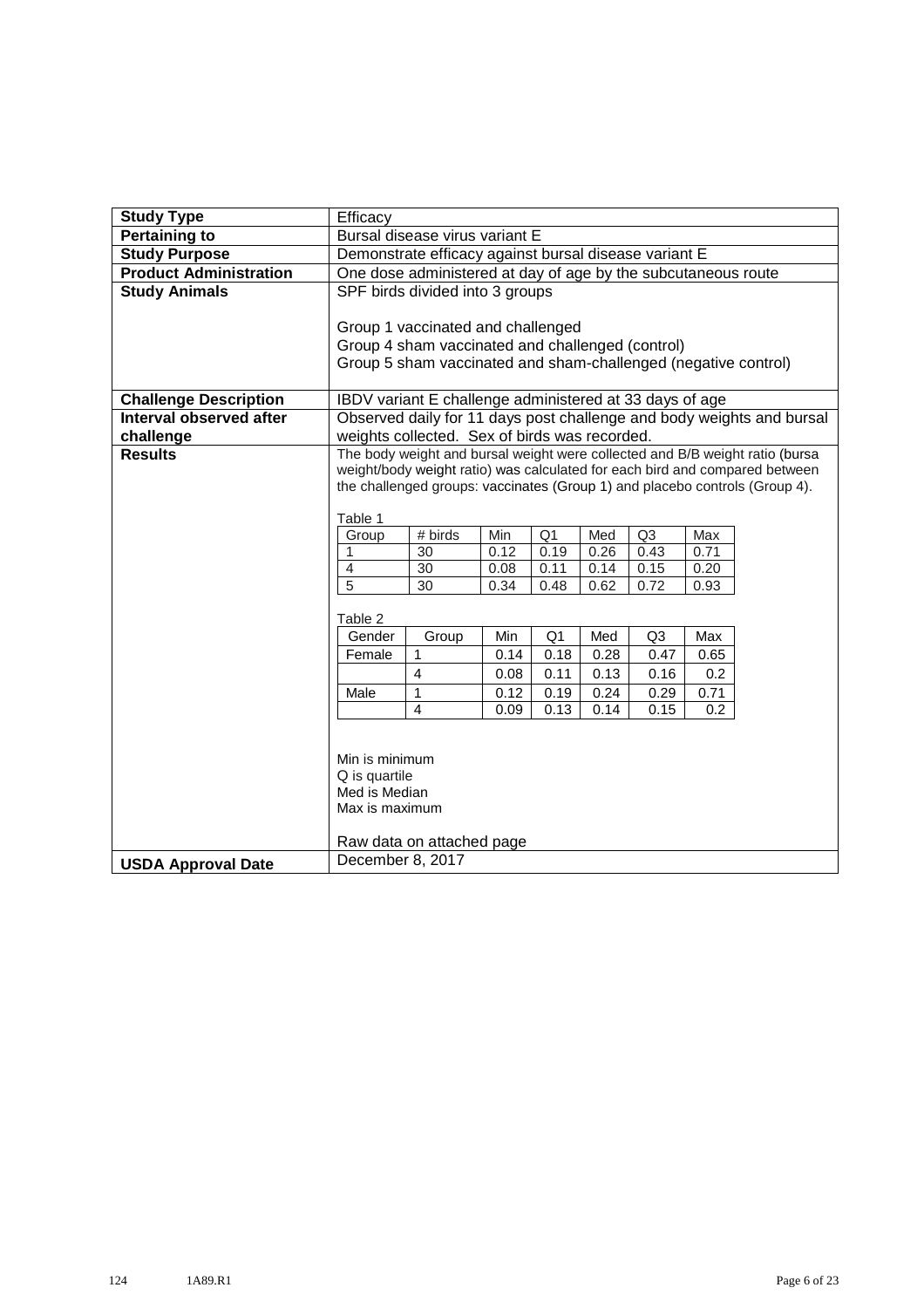| **Study Type** | Efficacy |
|---|---|
| **Pertaining to** | Bursal disease virus variant E |
| **Study Purpose** | Demonstrate efficacy against bursal disease variant E |
| **Product Administration** | One dose administered at day of age by the subcutaneous route |
| **Study Animals** | SPF birds divided into 3 groups<br><br>Group 1 vaccinated and challenged<br>Group 4 sham vaccinated and challenged (control)<br>Group 5 sham vaccinated and sham-challenged (negative control) |
| **Challenge Description** | IBDV variant E challenge administered at 33 days of age |
| **Interval observed after challenge** | Observed daily for 11 days post challenge and body weights and bursal weights collected. Sex of birds was recorded. |
| **Results** | The body weight and bursal weight were collected and B/B weight ratio (bursa weight/body weight ratio) was calculated for each bird and compared between the challenged groups: vaccinates (Group 1) and placebo controls (Group 4).<br><br>Table 1 (see below)<br><br>Table 2 (see below)<br><br>Min is minimum<br>Q is quartile<br>Med is Median<br>Max is maximum<br><br>Raw data on attached page |
| **USDA Approval Date** | December 8, 2017 |

Table 1

| Group | # birds | Min | Q1 | Med | Q3 | Max |
|---|---|---|---|---|---|---|
| 1 | 30 | 0.12 | 0.19 | 0.26 | 0.43 | 0.71 |
| 4 | 30 | 0.08 | 0.11 | 0.14 | 0.15 | 0.20 |
| 5 | 30 | 0.34 | 0.48 | 0.62 | 0.72 | 0.93 |

Table 2

| Gender | Group | Min | Q1 | Med | Q3 | Max |
|---|---|---|---|---|---|---|
| Female | 1 | 0.14 | 0.18 | 0.28 | 0.47 | 0.65 |
| | 4 | 0.08 | 0.11 | 0.13 | 0.16 | 0.2 |
| Male | 1 | 0.12 | 0.19 | 0.24 | 0.29 | 0.71 |
| | 4 | 0.09 | 0.13 | 0.14 | 0.15 | 0.2 |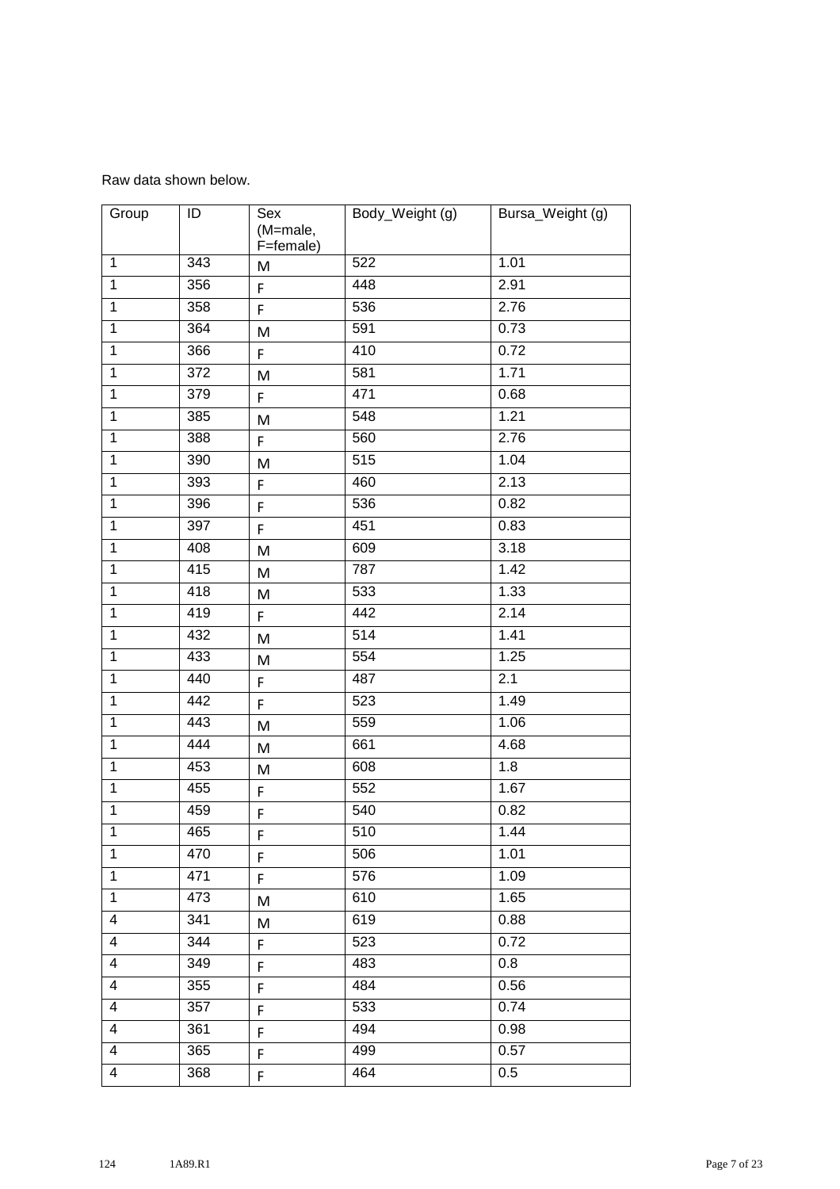Raw data shown below.

| Group | ID | Sex (M=male, F=female) | Body_Weight (g) | Bursa_Weight (g) |
|---|---|---|---|---|
| 1 | 343 | M | 522 | 1.01 |
| 1 | 356 | F | 448 | 2.91 |
| 1 | 358 | F | 536 | 2.76 |
| 1 | 364 | M | 591 | 0.73 |
| 1 | 366 | F | 410 | 0.72 |
| 1 | 372 | M | 581 | 1.71 |
| 1 | 379 | F | 471 | 0.68 |
| 1 | 385 | M | 548 | 1.21 |
| 1 | 388 | F | 560 | 2.76 |
| 1 | 390 | M | 515 | 1.04 |
| 1 | 393 | F | 460 | 2.13 |
| 1 | 396 | F | 536 | 0.82 |
| 1 | 397 | F | 451 | 0.83 |
| 1 | 408 | M | 609 | 3.18 |
| 1 | 415 | M | 787 | 1.42 |
| 1 | 418 | M | 533 | 1.33 |
| 1 | 419 | F | 442 | 2.14 |
| 1 | 432 | M | 514 | 1.41 |
| 1 | 433 | M | 554 | 1.25 |
| 1 | 440 | F | 487 | 2.1 |
| 1 | 442 | F | 523 | 1.49 |
| 1 | 443 | M | 559 | 1.06 |
| 1 | 444 | M | 661 | 4.68 |
| 1 | 453 | M | 608 | 1.8 |
| 1 | 455 | F | 552 | 1.67 |
| 1 | 459 | F | 540 | 0.82 |
| 1 | 465 | F | 510 | 1.44 |
| 1 | 470 | F | 506 | 1.01 |
| 1 | 471 | F | 576 | 1.09 |
| 1 | 473 | M | 610 | 1.65 |
| 4 | 341 | M | 619 | 0.88 |
| 4 | 344 | F | 523 | 0.72 |
| 4 | 349 | F | 483 | 0.8 |
| 4 | 355 | F | 484 | 0.56 |
| 4 | 357 | F | 533 | 0.74 |
| 4 | 361 | F | 494 | 0.98 |
| 4 | 365 | F | 499 | 0.57 |
| 4 | 368 | F | 464 | 0.5 |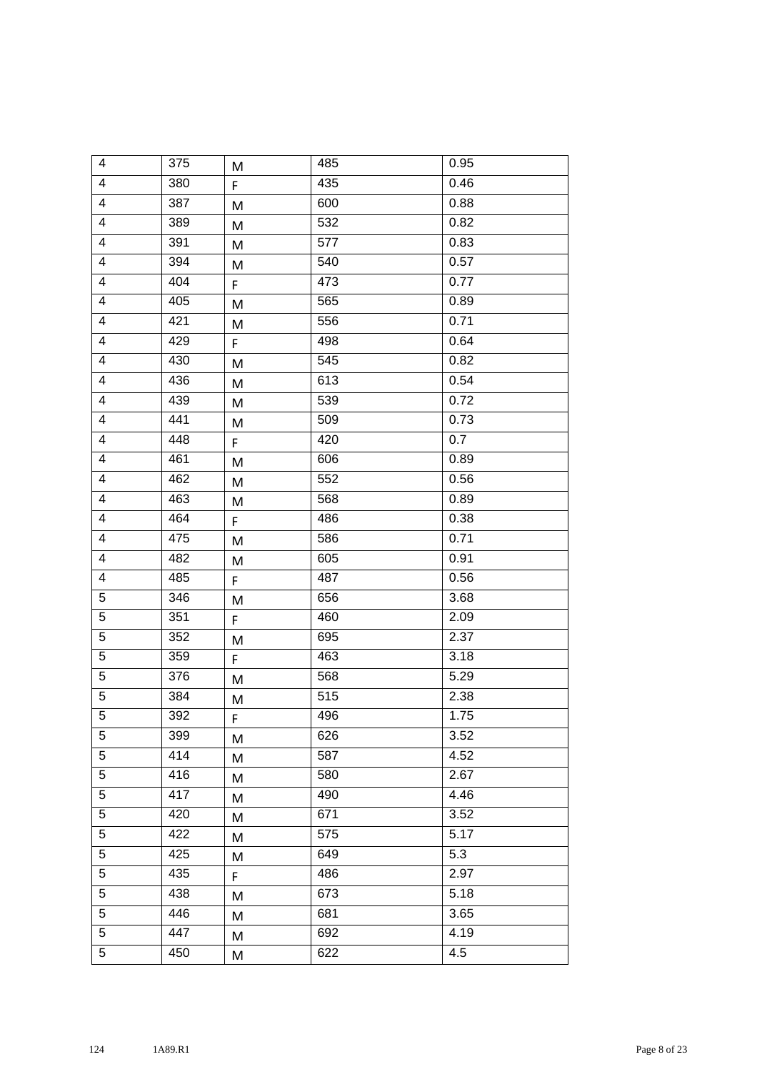| | | | | |
|---|---|---|---|---|
| 4 | 375 | M | 485 | 0.95 |
| 4 | 380 | F | 435 | 0.46 |
| 4 | 387 | M | 600 | 0.88 |
| 4 | 389 | M | 532 | 0.82 |
| 4 | 391 | M | 577 | 0.83 |
| 4 | 394 | M | 540 | 0.57 |
| 4 | 404 | F | 473 | 0.77 |
| 4 | 405 | M | 565 | 0.89 |
| 4 | 421 | M | 556 | 0.71 |
| 4 | 429 | F | 498 | 0.64 |
| 4 | 430 | M | 545 | 0.82 |
| 4 | 436 | M | 613 | 0.54 |
| 4 | 439 | M | 539 | 0.72 |
| 4 | 441 | M | 509 | 0.73 |
| 4 | 448 | F | 420 | 0.7 |
| 4 | 461 | M | 606 | 0.89 |
| 4 | 462 | M | 552 | 0.56 |
| 4 | 463 | M | 568 | 0.89 |
| 4 | 464 | F | 486 | 0.38 |
| 4 | 475 | M | 586 | 0.71 |
| 4 | 482 | M | 605 | 0.91 |
| 4 | 485 | F | 487 | 0.56 |
| 5 | 346 | M | 656 | 3.68 |
| 5 | 351 | F | 460 | 2.09 |
| 5 | 352 | M | 695 | 2.37 |
| 5 | 359 | F | 463 | 3.18 |
| 5 | 376 | M | 568 | 5.29 |
| 5 | 384 | M | 515 | 2.38 |
| 5 | 392 | F | 496 | 1.75 |
| 5 | 399 | M | 626 | 3.52 |
| 5 | 414 | M | 587 | 4.52 |
| 5 | 416 | M | 580 | 2.67 |
| 5 | 417 | M | 490 | 4.46 |
| 5 | 420 | M | 671 | 3.52 |
| 5 | 422 | M | 575 | 5.17 |
| 5 | 425 | M | 649 | 5.3 |
| 5 | 435 | F | 486 | 2.97 |
| 5 | 438 | M | 673 | 5.18 |
| 5 | 446 | M | 681 | 3.65 |
| 5 | 447 | M | 692 | 4.19 |
| 5 | 450 | M | 622 | 4.5 |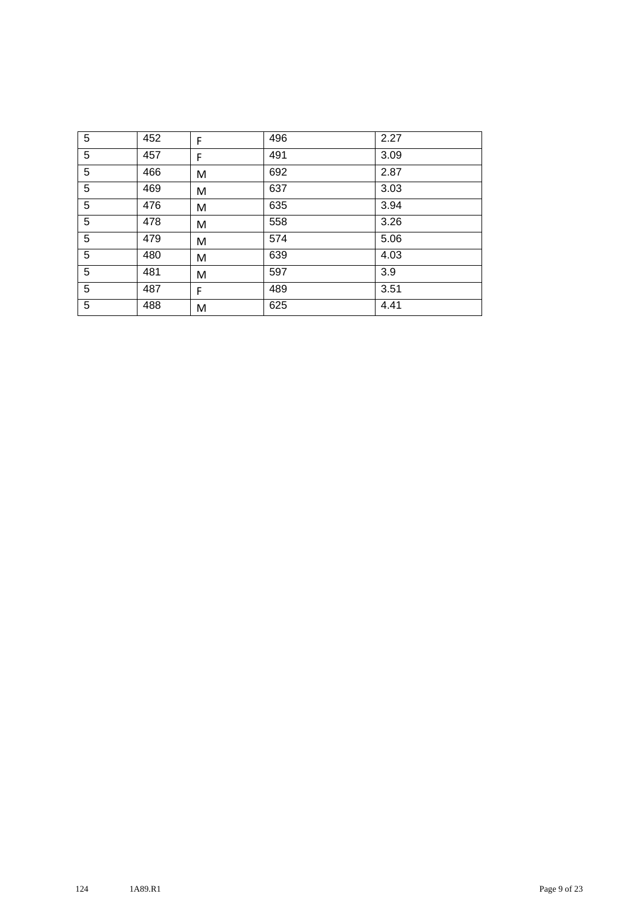| | | | | |
|---|---|---|---|---|
| 5 | 452 | F | 496 | 2.27 |
| 5 | 457 | F | 491 | 3.09 |
| 5 | 466 | M | 692 | 2.87 |
| 5 | 469 | M | 637 | 3.03 |
| 5 | 476 | M | 635 | 3.94 |
| 5 | 478 | M | 558 | 3.26 |
| 5 | 479 | M | 574 | 5.06 |
| 5 | 480 | M | 639 | 4.03 |
| 5 | 481 | M | 597 | 3.9 |
| 5 | 487 | F | 489 | 3.51 |
| 5 | 488 | M | 625 | 4.41 |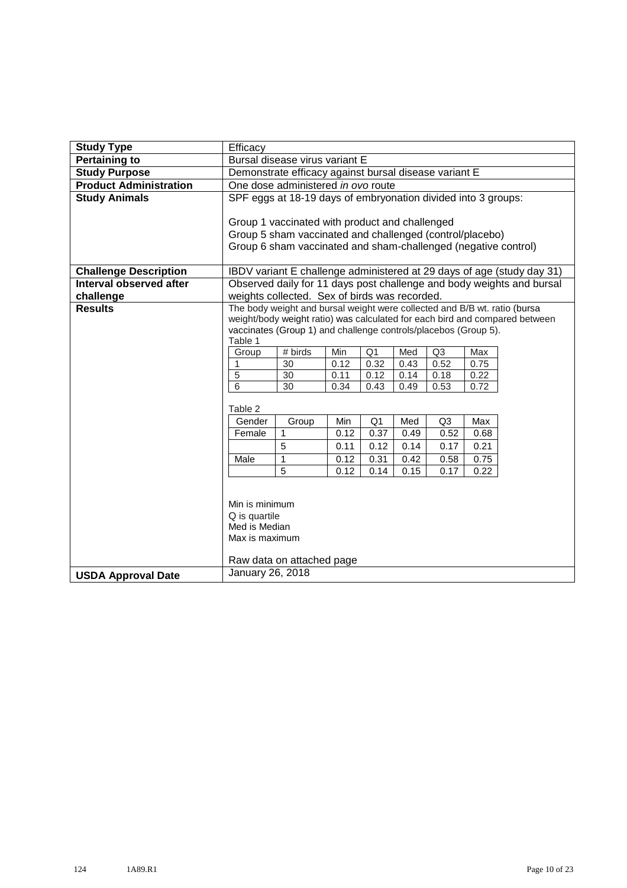| Study Type | Efficacy |
|---|---|
| **Pertaining to** | Bursal disease virus variant E |
| **Study Purpose** | Demonstrate efficacy against bursal disease variant E |
| **Product Administration** | One dose administered *in ovo* route |
| **Study Animals** | SPF eggs at 18-19 days of embryonation divided into 3 groups:<br><br>Group 1 vaccinated with product and challenged<br>Group 5 sham vaccinated and challenged (control/placebo)<br>Group 6 sham vaccinated and sham-challenged (negative control) |
| **Challenge Description** | IBDV variant E challenge administered at 29 days of age (study day 31) |
| **Interval observed after challenge** | Observed daily for 11 days post challenge and body weights and bursal weights collected. Sex of birds was recorded. |
| **Results** | The body weight and bursal weight were collected and B/B wt. ratio (bursa weight/body weight ratio) was calculated for each bird and compared between vaccinates (Group 1) and challenge controls/placebos (Group 5). |
| **USDA Approval Date** | January 26, 2018 |

Table 1

| Group | # birds | Min | Q1 | Med | Q3 | Max |
|---|---|---|---|---|---|---|
| 1 | 30 | 0.12 | 0.32 | 0.43 | 0.52 | 0.75 |
| 5 | 30 | 0.11 | 0.12 | 0.14 | 0.18 | 0.22 |
| 6 | 30 | 0.34 | 0.43 | 0.49 | 0.53 | 0.72 |

Table 2

| Gender | Group | Min | Q1 | Med | Q3 | Max |
|---|---|---|---|---|---|---|
| Female | 1 | 0.12 | 0.37 | 0.49 | 0.52 | 0.68 |
| | 5 | 0.11 | 0.12 | 0.14 | 0.17 | 0.21 |
| Male | 1 | 0.12 | 0.31 | 0.42 | 0.58 | 0.75 |
| | 5 | 0.12 | 0.14 | 0.15 | 0.17 | 0.22 |

Min is minimum
Q is quartile
Med is Median
Max is maximum

Raw data on attached page

124 1A89.R1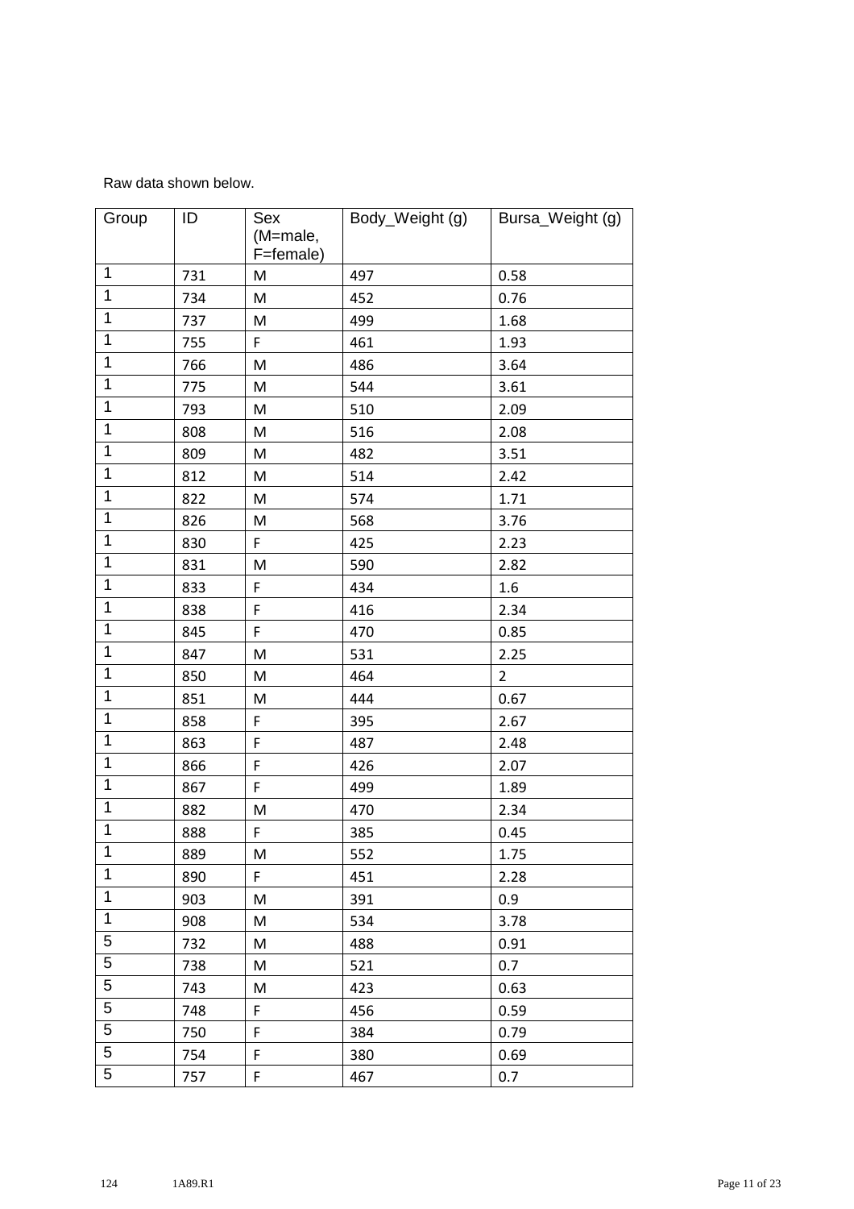Raw data shown below.

| Group | ID | Sex (M=male, F=female) | Body_Weight (g) | Bursa_Weight (g) |
|---|---|---|---|---|
| 1 | 731 | M | 497 | 0.58 |
| 1 | 734 | M | 452 | 0.76 |
| 1 | 737 | M | 499 | 1.68 |
| 1 | 755 | F | 461 | 1.93 |
| 1 | 766 | M | 486 | 3.64 |
| 1 | 775 | M | 544 | 3.61 |
| 1 | 793 | M | 510 | 2.09 |
| 1 | 808 | M | 516 | 2.08 |
| 1 | 809 | M | 482 | 3.51 |
| 1 | 812 | M | 514 | 2.42 |
| 1 | 822 | M | 574 | 1.71 |
| 1 | 826 | M | 568 | 3.76 |
| 1 | 830 | F | 425 | 2.23 |
| 1 | 831 | M | 590 | 2.82 |
| 1 | 833 | F | 434 | 1.6 |
| 1 | 838 | F | 416 | 2.34 |
| 1 | 845 | F | 470 | 0.85 |
| 1 | 847 | M | 531 | 2.25 |
| 1 | 850 | M | 464 | 2 |
| 1 | 851 | M | 444 | 0.67 |
| 1 | 858 | F | 395 | 2.67 |
| 1 | 863 | F | 487 | 2.48 |
| 1 | 866 | F | 426 | 2.07 |
| 1 | 867 | F | 499 | 1.89 |
| 1 | 882 | M | 470 | 2.34 |
| 1 | 888 | F | 385 | 0.45 |
| 1 | 889 | M | 552 | 1.75 |
| 1 | 890 | F | 451 | 2.28 |
| 1 | 903 | M | 391 | 0.9 |
| 1 | 908 | M | 534 | 3.78 |
| 5 | 732 | M | 488 | 0.91 |
| 5 | 738 | M | 521 | 0.7 |
| 5 | 743 | M | 423 | 0.63 |
| 5 | 748 | F | 456 | 0.59 |
| 5 | 750 | F | 384 | 0.79 |
| 5 | 754 | F | 380 | 0.69 |
| 5 | 757 | F | 467 | 0.7 |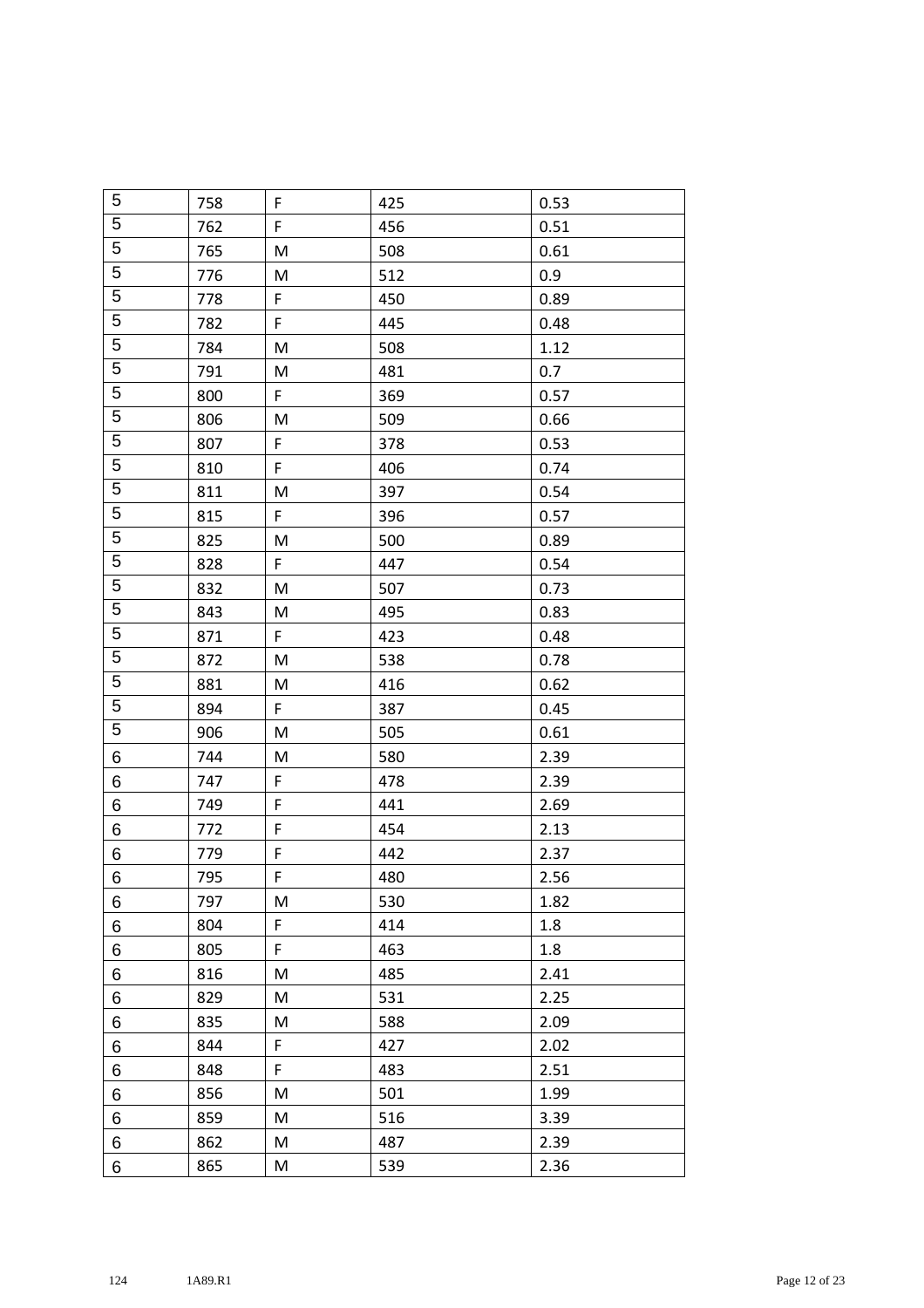| | | | | |
|---|---|---|---|---|
| 5 | 758 | F | 425 | 0.53 |
| 5 | 762 | F | 456 | 0.51 |
| 5 | 765 | M | 508 | 0.61 |
| 5 | 776 | M | 512 | 0.9 |
| 5 | 778 | F | 450 | 0.89 |
| 5 | 782 | F | 445 | 0.48 |
| 5 | 784 | M | 508 | 1.12 |
| 5 | 791 | M | 481 | 0.7 |
| 5 | 800 | F | 369 | 0.57 |
| 5 | 806 | M | 509 | 0.66 |
| 5 | 807 | F | 378 | 0.53 |
| 5 | 810 | F | 406 | 0.74 |
| 5 | 811 | M | 397 | 0.54 |
| 5 | 815 | F | 396 | 0.57 |
| 5 | 825 | M | 500 | 0.89 |
| 5 | 828 | F | 447 | 0.54 |
| 5 | 832 | M | 507 | 0.73 |
| 5 | 843 | M | 495 | 0.83 |
| 5 | 871 | F | 423 | 0.48 |
| 5 | 872 | M | 538 | 0.78 |
| 5 | 881 | M | 416 | 0.62 |
| 5 | 894 | F | 387 | 0.45 |
| 5 | 906 | M | 505 | 0.61 |
| 6 | 744 | M | 580 | 2.39 |
| 6 | 747 | F | 478 | 2.39 |
| 6 | 749 | F | 441 | 2.69 |
| 6 | 772 | F | 454 | 2.13 |
| 6 | 779 | F | 442 | 2.37 |
| 6 | 795 | F | 480 | 2.56 |
| 6 | 797 | M | 530 | 1.82 |
| 6 | 804 | F | 414 | 1.8 |
| 6 | 805 | F | 463 | 1.8 |
| 6 | 816 | M | 485 | 2.41 |
| 6 | 829 | M | 531 | 2.25 |
| 6 | 835 | M | 588 | 2.09 |
| 6 | 844 | F | 427 | 2.02 |
| 6 | 848 | F | 483 | 2.51 |
| 6 | 856 | M | 501 | 1.99 |
| 6 | 859 | M | 516 | 3.39 |
| 6 | 862 | M | 487 | 2.39 |
| 6 | 865 | M | 539 | 2.36 |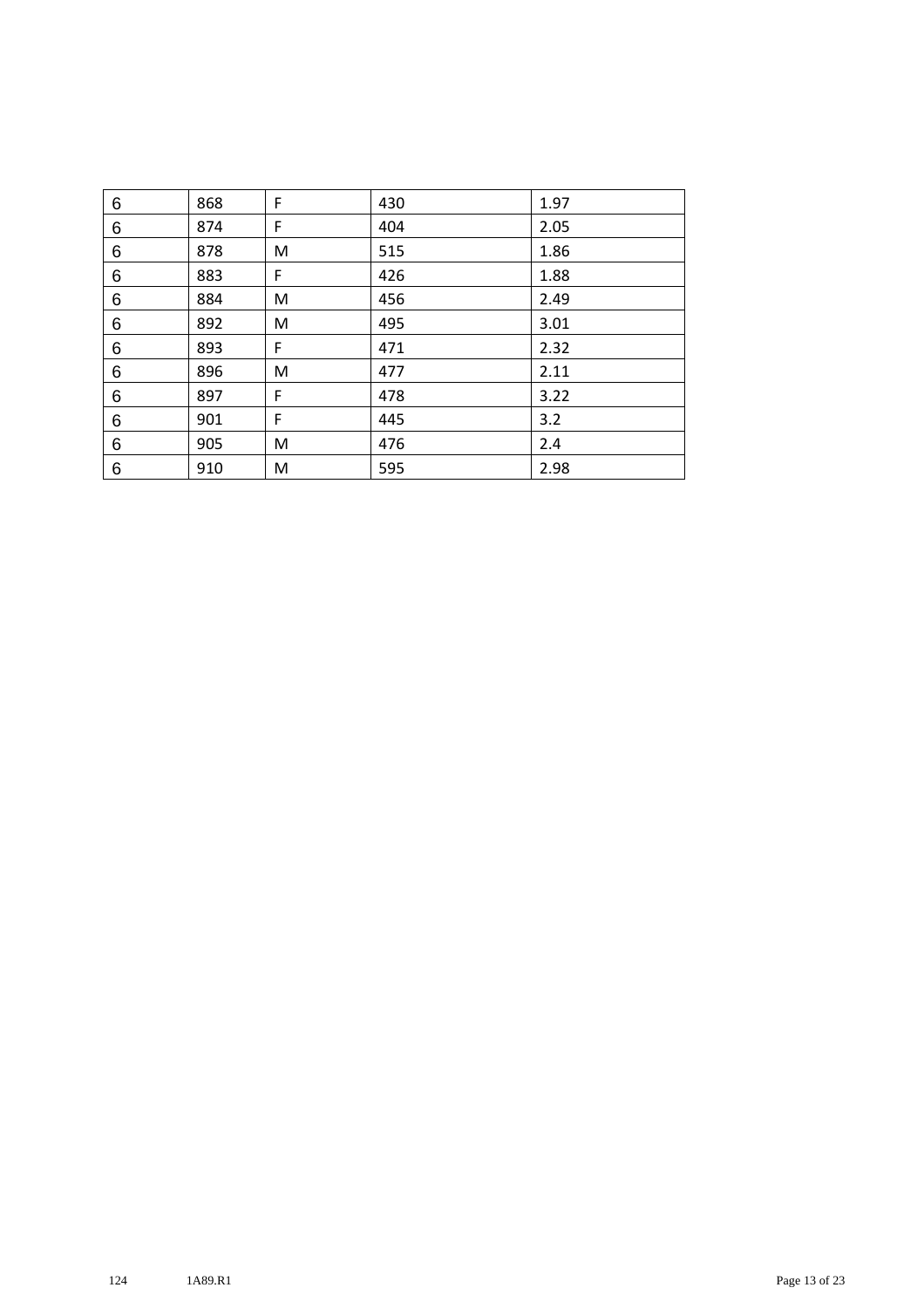| | | | | |
|---|---|---|---|---|
| 6 | 868 | F | 430 | 1.97 |
| 6 | 874 | F | 404 | 2.05 |
| 6 | 878 | M | 515 | 1.86 |
| 6 | 883 | F | 426 | 1.88 |
| 6 | 884 | M | 456 | 2.49 |
| 6 | 892 | M | 495 | 3.01 |
| 6 | 893 | F | 471 | 2.32 |
| 6 | 896 | M | 477 | 2.11 |
| 6 | 897 | F | 478 | 3.22 |
| 6 | 901 | F | 445 | 3.2 |
| 6 | 905 | M | 476 | 2.4 |
| 6 | 910 | M | 595 | 2.98 |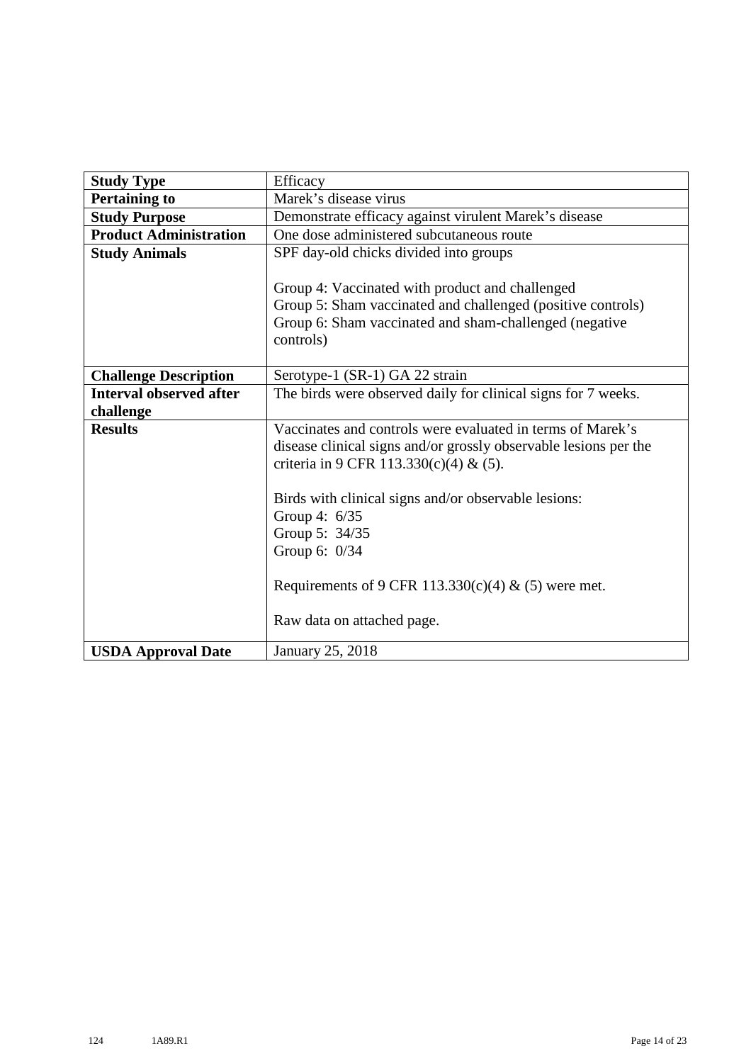| Study Type | Efficacy |
| --- | --- |
| **Pertaining to** | Marek's disease virus |
| **Study Purpose** | Demonstrate efficacy against virulent Marek's disease |
| **Product Administration** | One dose administered subcutaneous route |
| **Study Animals** | SPF day-old chicks divided into groups<br><br>Group 4: Vaccinated with product and challenged<br>Group 5: Sham vaccinated and challenged (positive controls)<br>Group 6: Sham vaccinated and sham-challenged (negative controls) |
| **Challenge Description** | Serotype-1 (SR-1) GA 22 strain |
| **Interval observed after challenge** | The birds were observed daily for clinical signs for 7 weeks. |
| **Results** | Vaccinates and controls were evaluated in terms of Marek's disease clinical signs and/or grossly observable lesions per the criteria in 9 CFR 113.330(c)(4) & (5).<br><br>Birds with clinical signs and/or observable lesions:<br>Group 4: 6/35<br>Group 5: 34/35<br>Group 6: 0/34<br><br>Requirements of 9 CFR 113.330(c)(4) & (5) were met.<br><br>Raw data on attached page. |
| **USDA Approval Date** | January 25, 2018 |

124 1A89.R1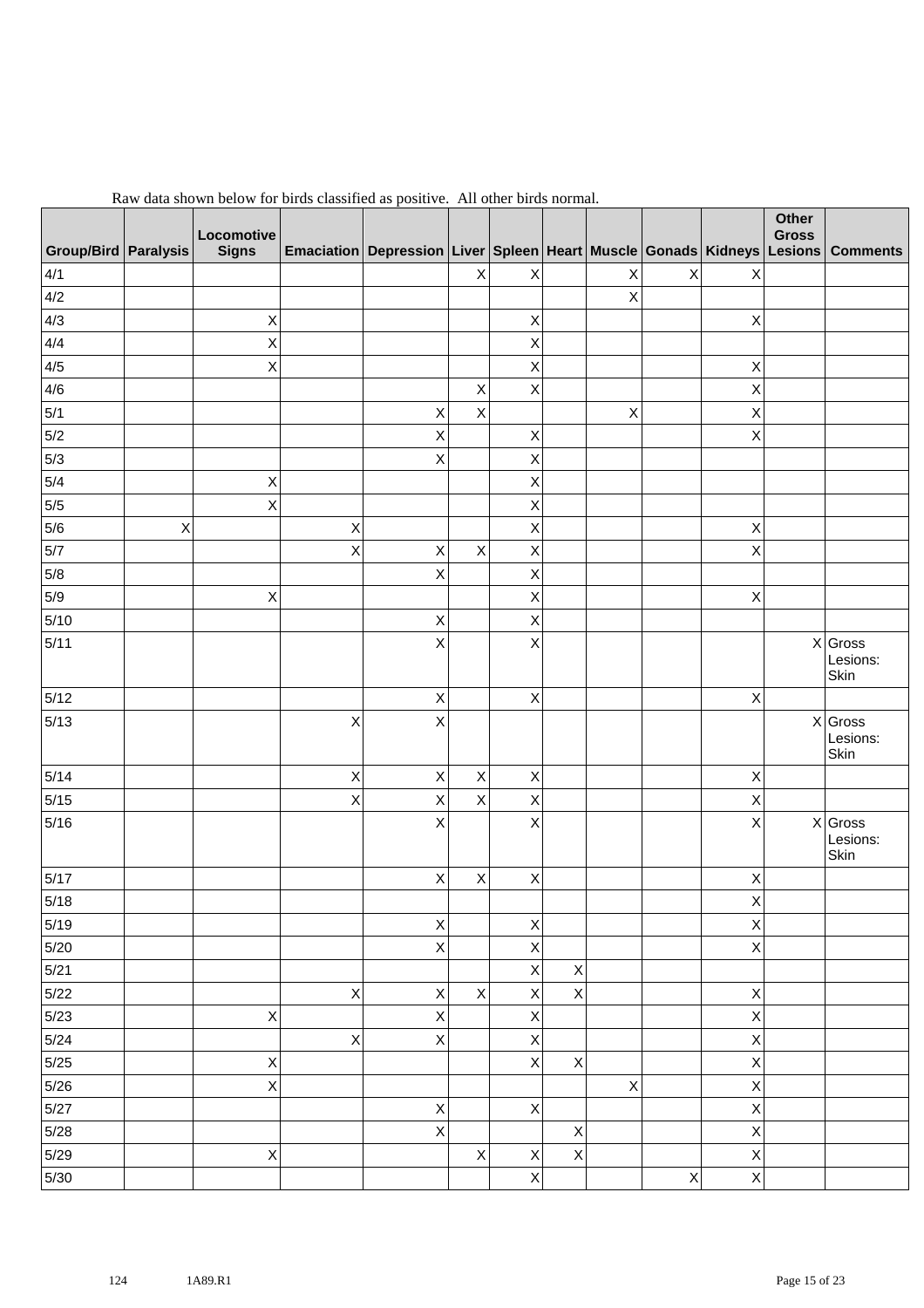Raw data shown below for birds classified as positive. All other birds normal.

| Group/Bird | Paralysis | Locomotive Signs | Emaciation | Depression | Liver | Spleen | Heart | Muscle | Gonads | Kidneys | Other Gross Lesions | Comments |
|---|---|---|---|---|---|---|---|---|---|---|---|---|
| 4/1 | | | | | X | X | | X | X | X | | |
| 4/2 | | | | | | | | X | | | | |
| 4/3 | | X | | | | X | | | | X | | |
| 4/4 | | X | | | | X | | | | | | |
| 4/5 | | X | | | | X | | | | X | | |
| 4/6 | | | | | X | X | | | | X | | |
| 5/1 | | | | X | X | | | X | | X | | |
| 5/2 | | | | X | | X | | | | X | | |
| 5/3 | | | | X | | X | | | | | | |
| 5/4 | | X | | | | X | | | | | | |
| 5/5 | | X | | | | X | | | | | | |
| 5/6 | X | | X | | | X | | | | X | | |
| 5/7 | | | X | X | X | X | | | | X | | |
| 5/8 | | | | X | | X | | | | | | |
| 5/9 | | X | | | | X | | | | X | | |
| 5/10 | | | | X | | X | | | | | | |
| 5/11 | | | | X | | X | | | | | X | Gross Lesions: Skin |
| 5/12 | | | | X | | X | | | | X | | |
| 5/13 | | | X | X | | | | | | | X | Gross Lesions: Skin |
| 5/14 | | | X | X | X | X | | | | X | | |
| 5/15 | | | X | X | X | X | | | | X | | |
| 5/16 | | | | X | | X | | | | X | X | Gross Lesions: Skin |
| 5/17 | | | | X | X | X | | | | X | | |
| 5/18 | | | | | | | | | | X | | |
| 5/19 | | | | X | | X | | | | X | | |
| 5/20 | | | | X | | X | | | | X | | |
| 5/21 | | | | | | X | X | | | | | |
| 5/22 | | | X | X | X | X | X | | | X | | |
| 5/23 | | X | | X | | X | | | | X | | |
| 5/24 | | | X | X | | X | | | | X | | |
| 5/25 | | X | | | | X | X | | | X | | |
| 5/26 | | X | | | | | | X | | X | | |
| 5/27 | | | | X | | X | | | | X | | |
| 5/28 | | | | X | | | X | | | X | | |
| 5/29 | | X | | | X | X | X | | | X | | |
| 5/30 | | | | | | X | | | X | X | | |

124 1A89.R1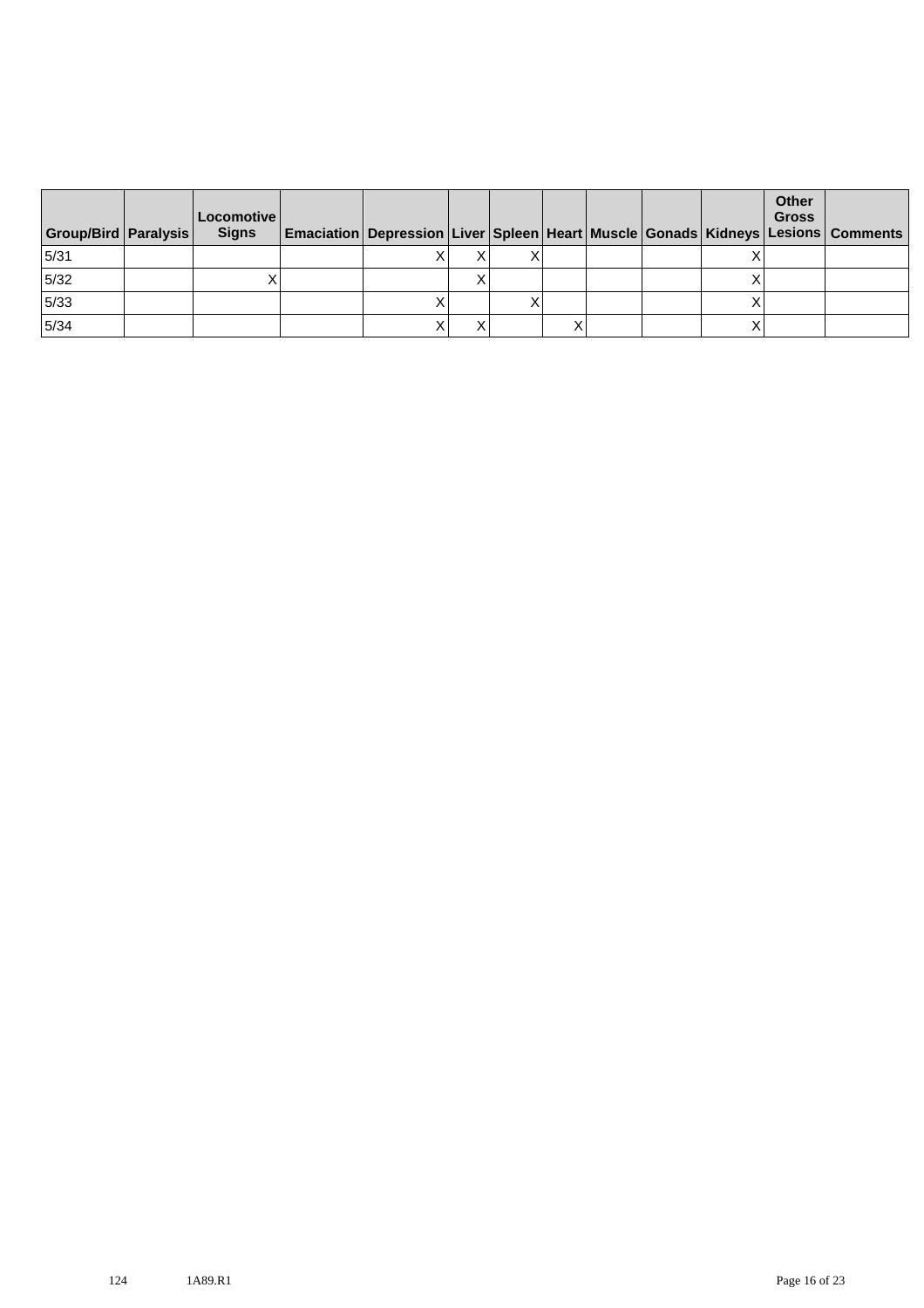| Group/Bird | Paralysis | Locomotive Signs | Emaciation | Depression | Liver | Spleen | Heart | Muscle | Gonads | Kidneys | Other Gross Lesions | Comments |
|---|---|---|---|---|---|---|---|---|---|---|---|---|
| 5/31 | | | | X | X | X | | | | X | | |
| 5/32 | | X | | | X | | | | | X | | |
| 5/33 | | | | X | | X | | | | X | | |
| 5/34 | | | | X | X | | X | | | X | | |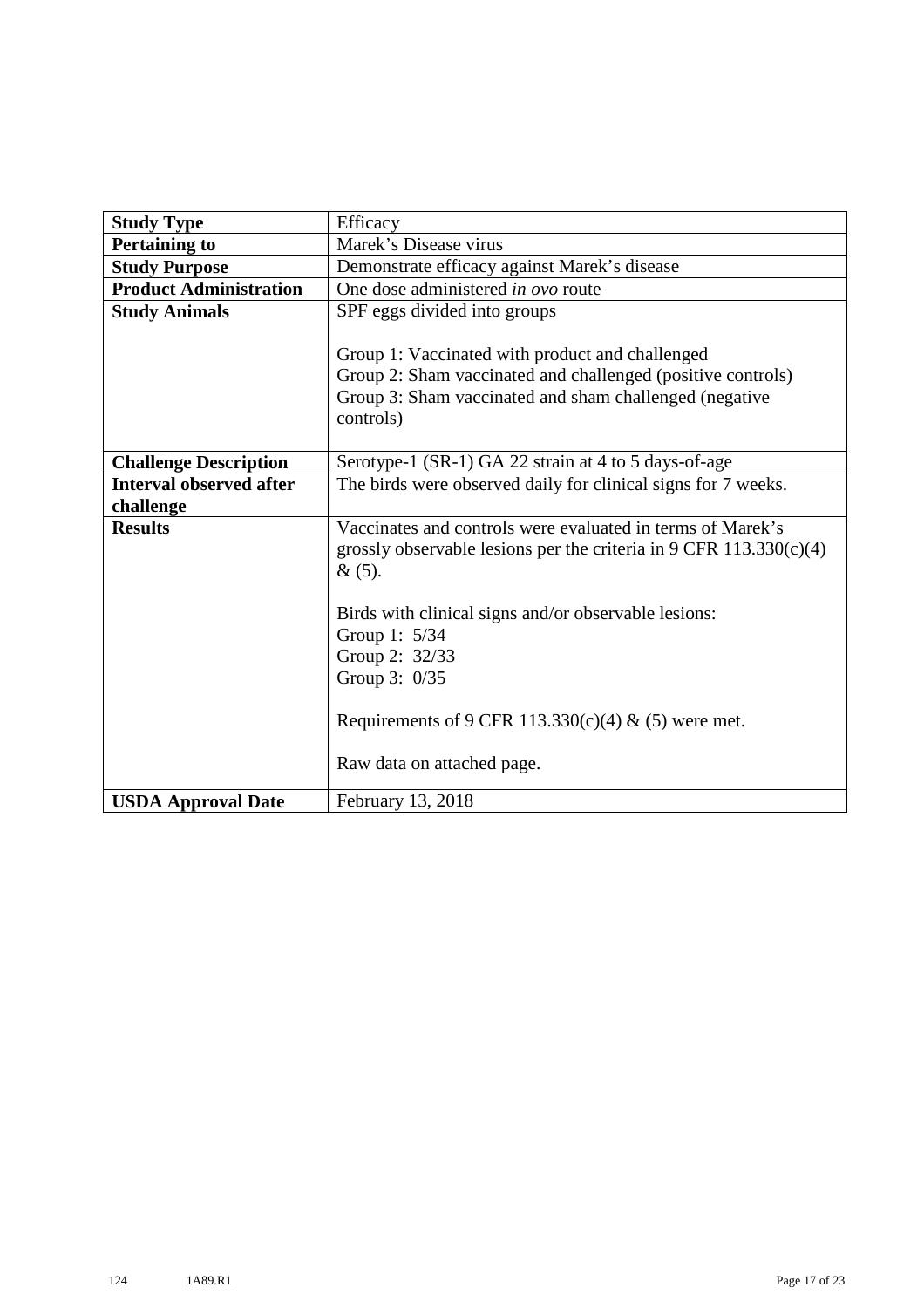| **Study Type** | Efficacy |
|---|---|
| **Pertaining to** | Marek's Disease virus |
| **Study Purpose** | Demonstrate efficacy against Marek's disease |
| **Product Administration** | One dose administered *in ovo* route |
| **Study Animals** | SPF eggs divided into groups<br><br>Group 1: Vaccinated with product and challenged<br>Group 2: Sham vaccinated and challenged (positive controls)<br>Group 3: Sham vaccinated and sham challenged (negative controls) |
| **Challenge Description** | Serotype-1 (SR-1) GA 22 strain at 4 to 5 days-of-age |
| **Interval observed after challenge** | The birds were observed daily for clinical signs for 7 weeks. |
| **Results** | Vaccinates and controls were evaluated in terms of Marek's grossly observable lesions per the criteria in 9 CFR 113.330(c)(4) & (5).<br><br>Birds with clinical signs and/or observable lesions:<br>Group 1: 5/34<br>Group 2: 32/33<br>Group 3: 0/35<br><br>Requirements of 9 CFR 113.330(c)(4) & (5) were met.<br><br>Raw data on attached page. |
| **USDA Approval Date** | February 13, 2018 |

124 1A89.R1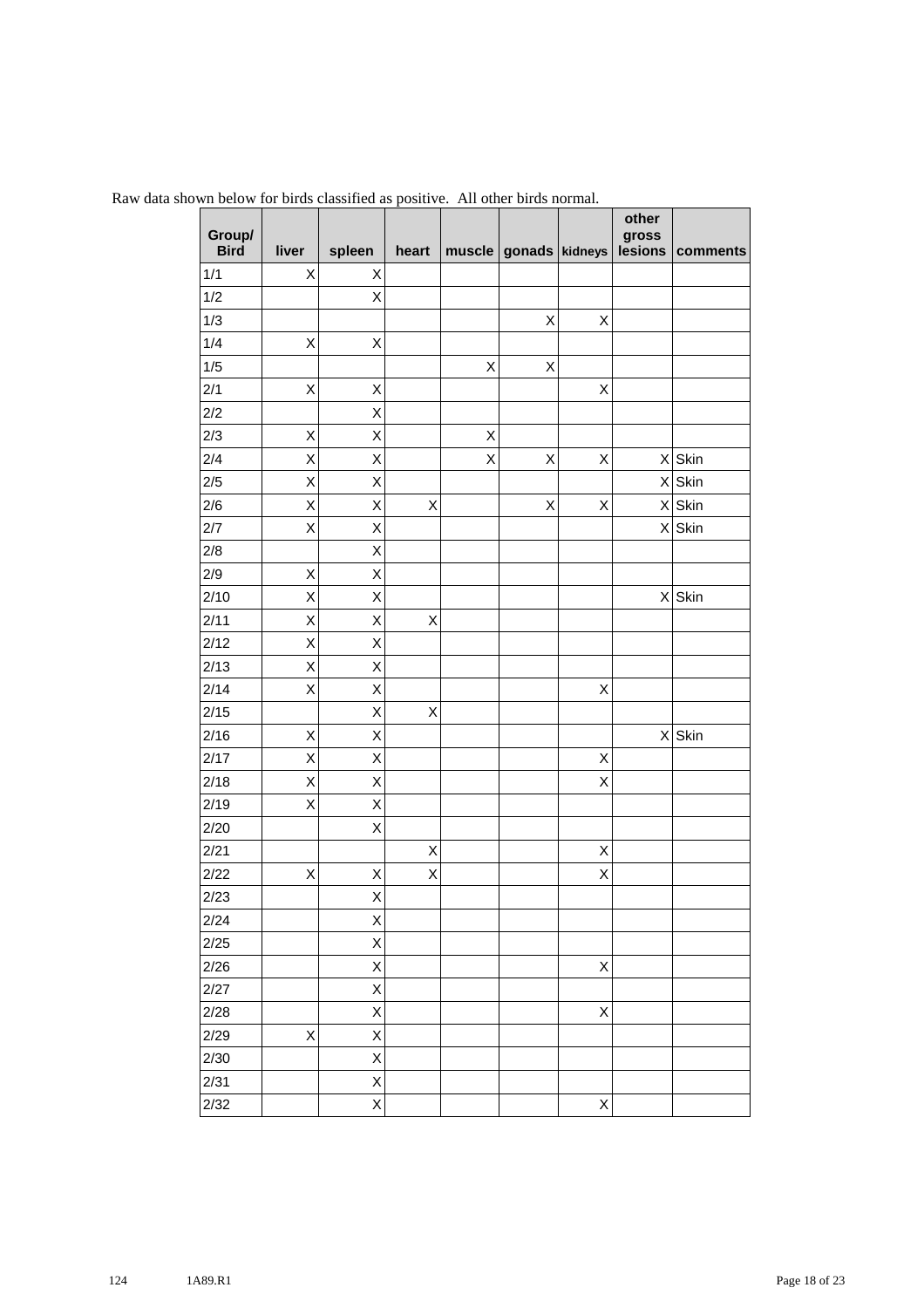Raw data shown below for birds classified as positive. All other birds normal.

| Group/ Bird | liver | spleen | heart | muscle | gonads | kidneys | other gross lesions | comments |
|---|---|---|---|---|---|---|---|---|
| 1/1 | X | X | | | | | | |
| 1/2 | | X | | | | | | |
| 1/3 | | | | | X | X | | |
| 1/4 | X | X | | | | | | |
| 1/5 | | | | X | X | | | |
| 2/1 | X | X | | | | X | | |
| 2/2 | | X | | | | | | |
| 2/3 | X | X | | X | | | | |
| 2/4 | X | X | | X | X | X | X | Skin |
| 2/5 | X | X | | | | | X | Skin |
| 2/6 | X | X | X | | X | X | X | Skin |
| 2/7 | X | X | | | | | X | Skin |
| 2/8 | | X | | | | | | |
| 2/9 | X | X | | | | | | |
| 2/10 | X | X | | | | | X | Skin |
| 2/11 | X | X | X | | | | | |
| 2/12 | X | X | | | | | | |
| 2/13 | X | X | | | | | | |
| 2/14 | X | X | | | | X | | |
| 2/15 | | X | X | | | | | |
| 2/16 | X | X | | | | | X | Skin |
| 2/17 | X | X | | | | X | | |
| 2/18 | X | X | | | | X | | |
| 2/19 | X | X | | | | | | |
| 2/20 | | X | | | | | | |
| 2/21 | | | X | | | X | | |
| 2/22 | X | X | X | | | X | | |
| 2/23 | | X | | | | | | |
| 2/24 | | X | | | | | | |
| 2/25 | | X | | | | | | |
| 2/26 | | X | | | | X | | |
| 2/27 | | X | | | | | | |
| 2/28 | | X | | | | X | | |
| 2/29 | X | X | | | | | | |
| 2/30 | | X | | | | | | |
| 2/31 | | X | | | | | | |
| 2/32 | | X | | | | X | | |

124 1A89.R1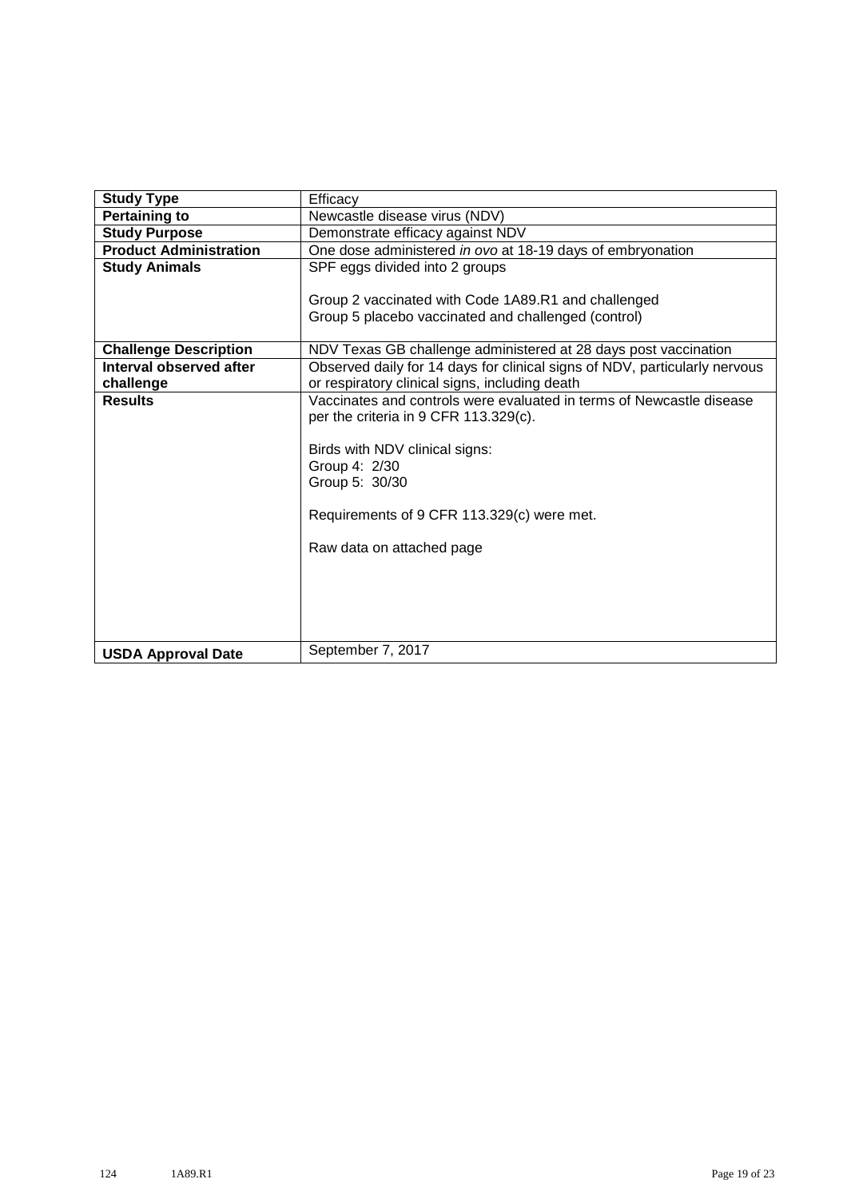| **Study Type** | Efficacy |
|---|---|
| **Pertaining to** | Newcastle disease virus (NDV) |
| **Study Purpose** | Demonstrate efficacy against NDV |
| **Product Administration** | One dose administered *in ovo* at 18-19 days of embryonation |
| **Study Animals** | SPF eggs divided into 2 groups<br><br>Group 2 vaccinated with Code 1A89.R1 and challenged<br>Group 5 placebo vaccinated and challenged (control) |
| **Challenge Description** | NDV Texas GB challenge administered at 28 days post vaccination |
| **Interval observed after challenge** | Observed daily for 14 days for clinical signs of NDV, particularly nervous or respiratory clinical signs, including death |
| **Results** | Vaccinates and controls were evaluated in terms of Newcastle disease per the criteria in 9 CFR 113.329(c).<br><br>Birds with NDV clinical signs:<br>Group 4: 2/30<br>Group 5: 30/30<br><br>Requirements of 9 CFR 113.329(c) were met.<br><br>Raw data on attached page |
| **USDA Approval Date** | September 7, 2017 |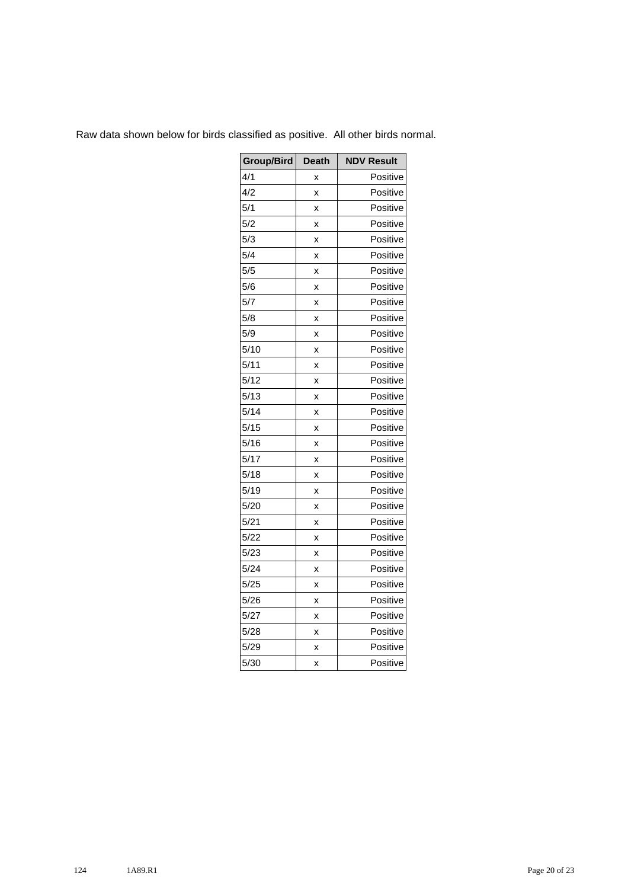Raw data shown below for birds classified as positive.  All other birds normal.

| Group/Bird | Death | NDV Result |
|---|---|---|
| 4/1 | x | Positive |
| 4/2 | x | Positive |
| 5/1 | x | Positive |
| 5/2 | x | Positive |
| 5/3 | x | Positive |
| 5/4 | x | Positive |
| 5/5 | x | Positive |
| 5/6 | x | Positive |
| 5/7 | x | Positive |
| 5/8 | x | Positive |
| 5/9 | x | Positive |
| 5/10 | x | Positive |
| 5/11 | x | Positive |
| 5/12 | x | Positive |
| 5/13 | x | Positive |
| 5/14 | x | Positive |
| 5/15 | x | Positive |
| 5/16 | x | Positive |
| 5/17 | x | Positive |
| 5/18 | x | Positive |
| 5/19 | x | Positive |
| 5/20 | x | Positive |
| 5/21 | x | Positive |
| 5/22 | x | Positive |
| 5/23 | x | Positive |
| 5/24 | x | Positive |
| 5/25 | x | Positive |
| 5/26 | x | Positive |
| 5/27 | x | Positive |
| 5/28 | x | Positive |
| 5/29 | x | Positive |
| 5/30 | x | Positive |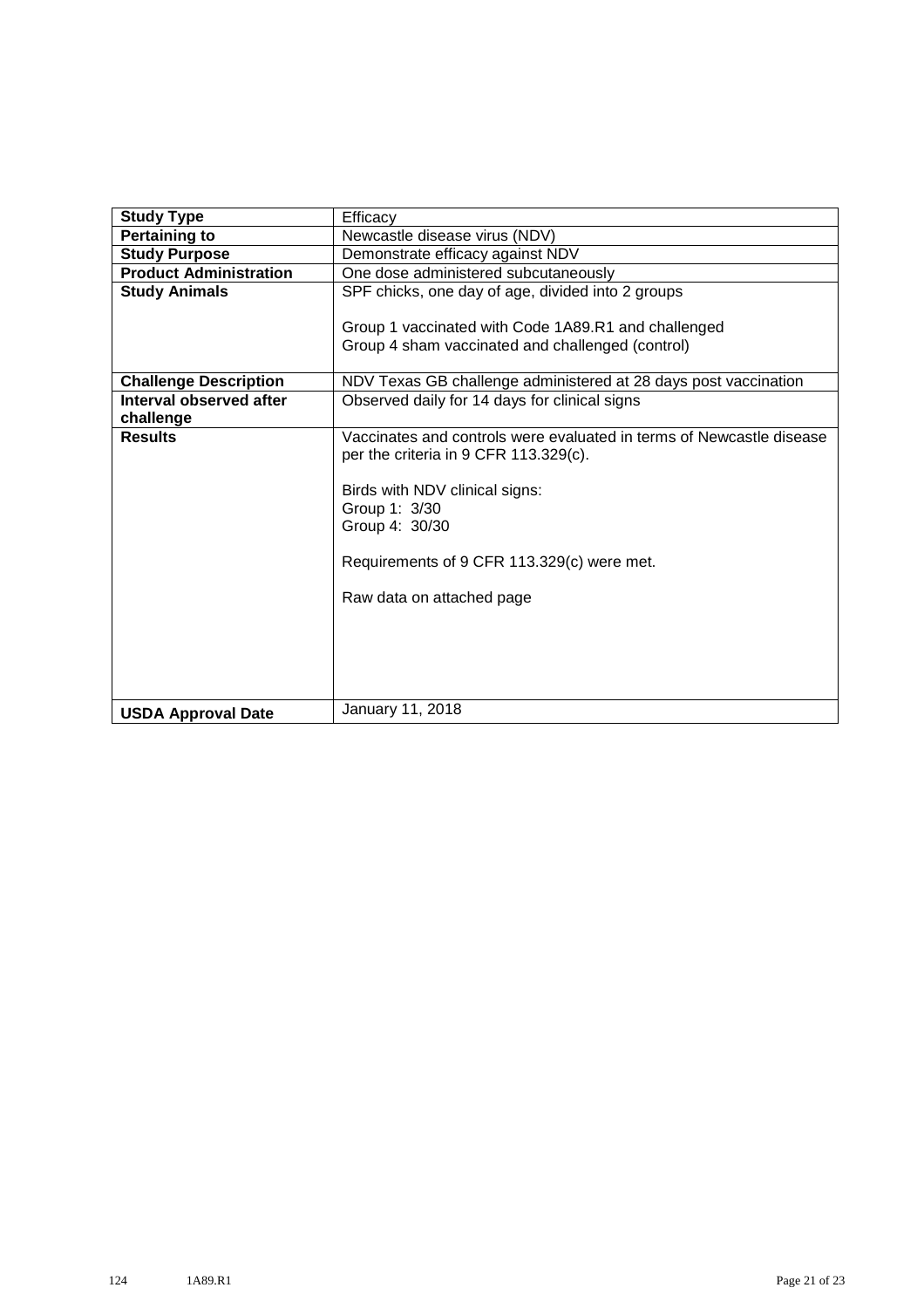| **Study Type** | Efficacy |
|---|---|
| **Pertaining to** | Newcastle disease virus (NDV) |
| **Study Purpose** | Demonstrate efficacy against NDV |
| **Product Administration** | One dose administered subcutaneously |
| **Study Animals** | SPF chicks, one day of age, divided into 2 groups<br><br>Group 1 vaccinated with Code 1A89.R1 and challenged<br>Group 4 sham vaccinated and challenged (control) |
| **Challenge Description** | NDV Texas GB challenge administered at 28 days post vaccination |
| **Interval observed after challenge** | Observed daily for 14 days for clinical signs |
| **Results** | Vaccinates and controls were evaluated in terms of Newcastle disease per the criteria in 9 CFR 113.329(c).<br><br>Birds with NDV clinical signs:<br>Group 1: 3/30<br>Group 4: 30/30<br><br>Requirements of 9 CFR 113.329(c) were met.<br><br>Raw data on attached page |
| **USDA Approval Date** | January 11, 2018 |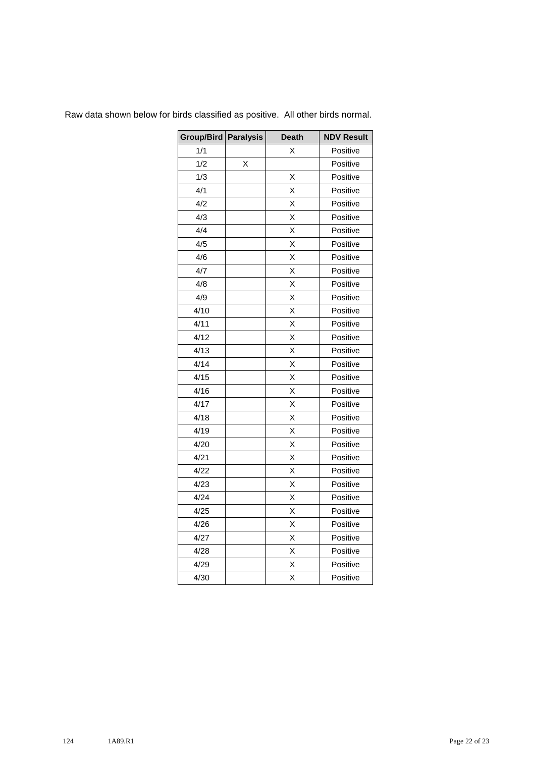Raw data shown below for birds classified as positive.  All other birds normal.

| Group/Bird | Paralysis | Death | NDV Result |
|---|---|---|---|
| 1/1 | | X | Positive |
| 1/2 | X | | Positive |
| 1/3 | | X | Positive |
| 4/1 | | X | Positive |
| 4/2 | | X | Positive |
| 4/3 | | X | Positive |
| 4/4 | | X | Positive |
| 4/5 | | X | Positive |
| 4/6 | | X | Positive |
| 4/7 | | X | Positive |
| 4/8 | | X | Positive |
| 4/9 | | X | Positive |
| 4/10 | | X | Positive |
| 4/11 | | X | Positive |
| 4/12 | | X | Positive |
| 4/13 | | X | Positive |
| 4/14 | | X | Positive |
| 4/15 | | X | Positive |
| 4/16 | | X | Positive |
| 4/17 | | X | Positive |
| 4/18 | | X | Positive |
| 4/19 | | X | Positive |
| 4/20 | | X | Positive |
| 4/21 | | X | Positive |
| 4/22 | | X | Positive |
| 4/23 | | X | Positive |
| 4/24 | | X | Positive |
| 4/25 | | X | Positive |
| 4/26 | | X | Positive |
| 4/27 | | X | Positive |
| 4/28 | | X | Positive |
| 4/29 | | X | Positive |
| 4/30 | | X | Positive |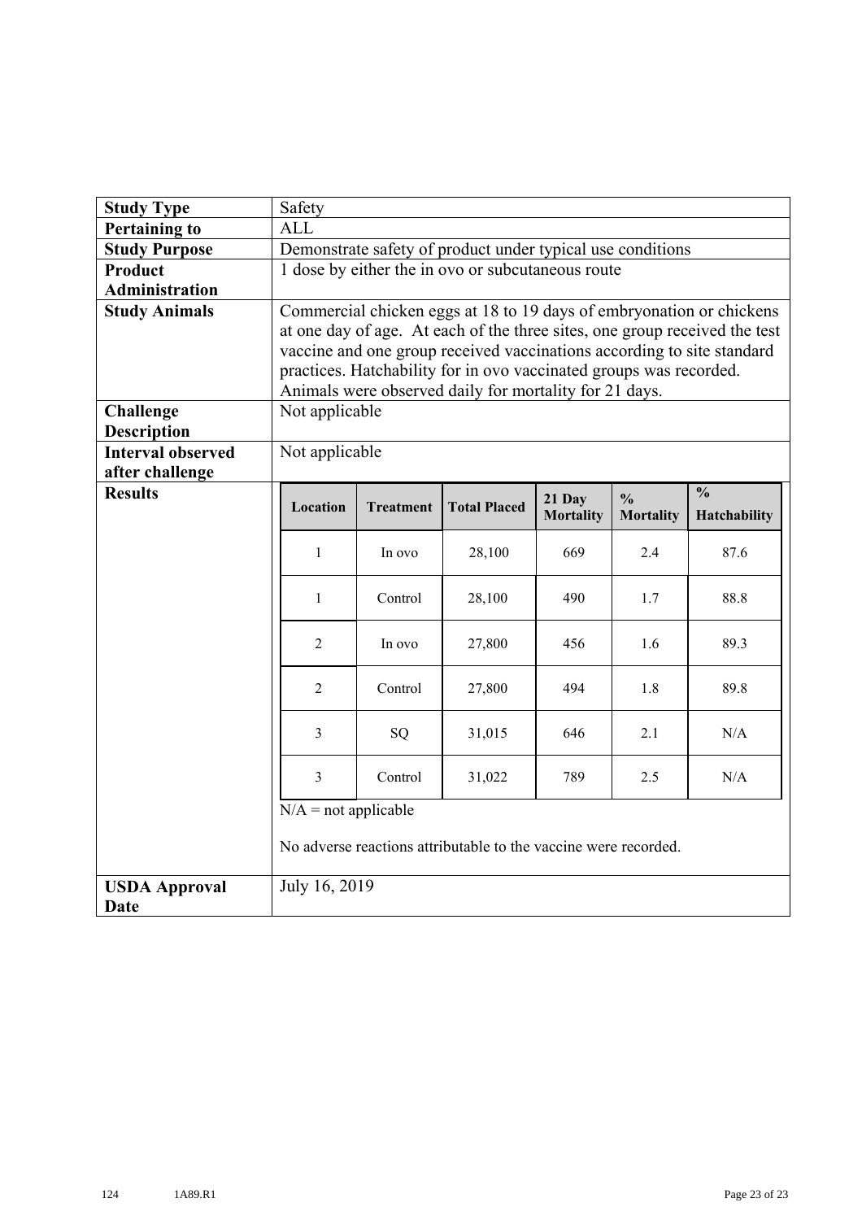| | |
|---|---|
| **Study Type** | Safety |
| **Pertaining to** | ALL |
| **Study Purpose** | Demonstrate safety of product under typical use conditions |
| **Product Administration** | 1 dose by either the in ovo or subcutaneous route |
| **Study Animals** | Commercial chicken eggs at 18 to 19 days of embryonation or chickens at one day of age. At each of the three sites, one group received the test vaccine and one group received vaccinations according to site standard practices. Hatchability for in ovo vaccinated groups was recorded. Animals were observed daily for mortality for 21 days. |
| **Challenge Description** | Not applicable |
| **Interval observed after challenge** | Not applicable |
| **Results** | See table below |
| **USDA Approval Date** | July 16, 2019 |

| Location | Treatment | Total Placed | 21 Day Mortality | % Mortality | % Hatchability |
|---|---|---|---|---|---|
| 1 | In ovo | 28,100 | 669 | 2.4 | 87.6 |
| 1 | Control | 28,100 | 490 | 1.7 | 88.8 |
| 2 | In ovo | 27,800 | 456 | 1.6 | 89.3 |
| 2 | Control | 27,800 | 494 | 1.8 | 89.8 |
| 3 | SQ | 31,015 | 646 | 2.1 | N/A |
| 3 | Control | 31,022 | 789 | 2.5 | N/A |

N/A = not applicable

No adverse reactions attributable to the vaccine were recorded.

124 1A89.R1